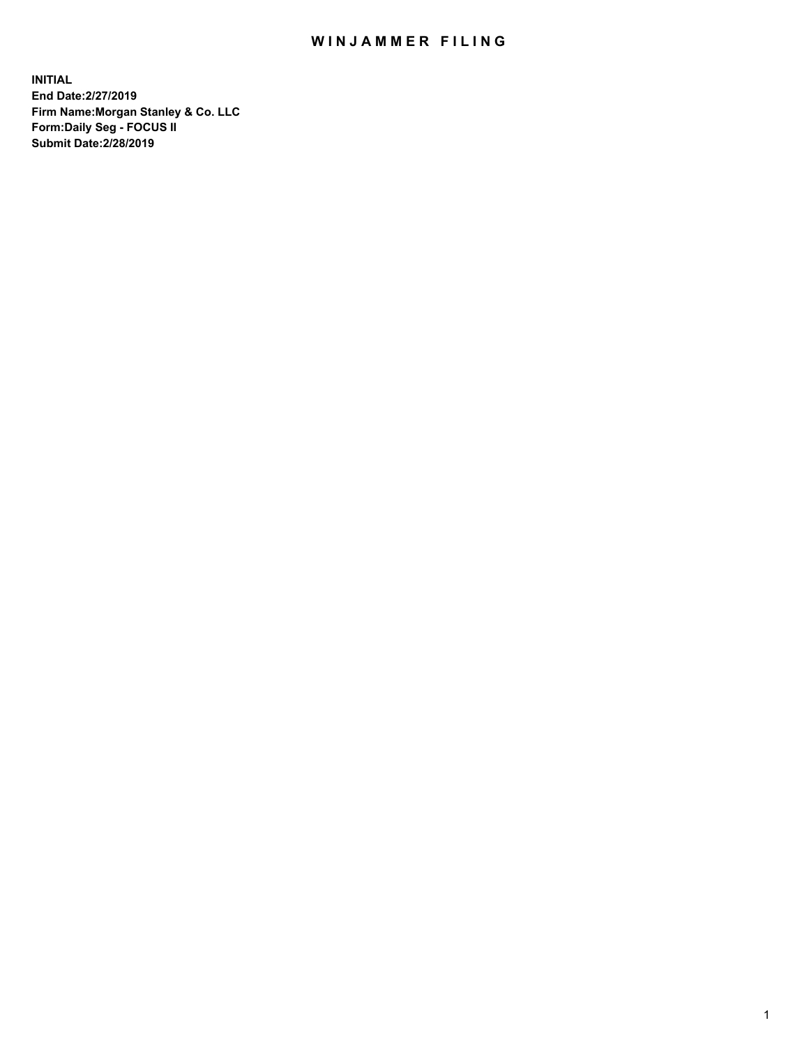# WINJAMMER FILING

**INITIAL**
**End Date:2/27/2019**
**Firm Name:Morgan Stanley & Co. LLC**
**Form:Daily Seg - FOCUS II**
**Submit Date:2/28/2019**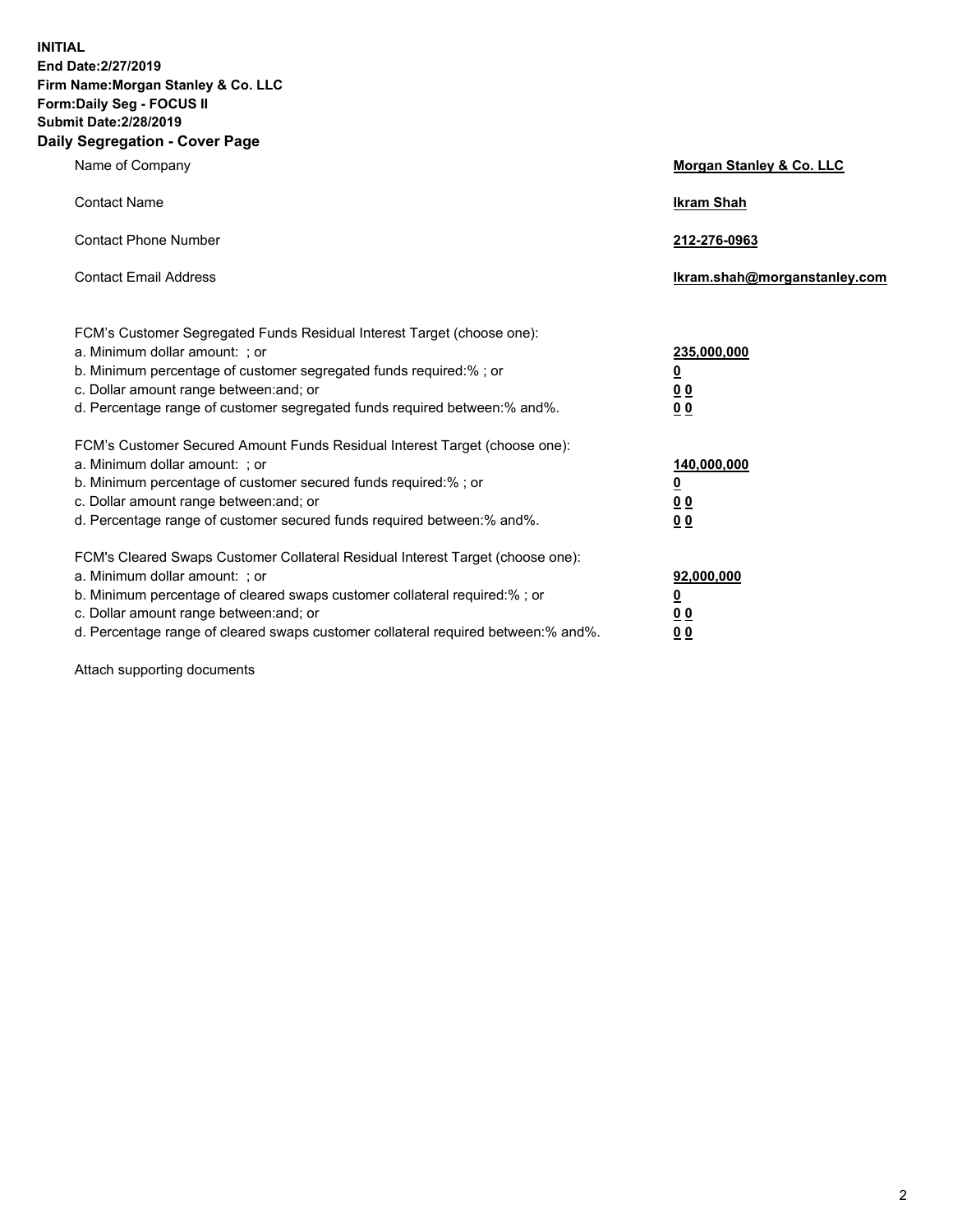**INITIAL**
**End Date:2/27/2019**
**Firm Name:Morgan Stanley & Co. LLC**
**Form:Daily Seg - FOCUS II**
**Submit Date:2/28/2019**
**Daily Segregation - Cover Page**

| | |
|---|---|
| Name of Company | **Morgan Stanley & Co. LLC** |
| Contact Name | **Ikram Shah** |
| Contact Phone Number | **212-276-0963** |
| Contact Email Address | **Ikram.shah@morganstanley.com** |

| | |
|---|---|
| FCM's Customer Segregated Funds Residual Interest Target (choose one): | |
| a. Minimum dollar amount: ; or | **235,000,000** |
| b. Minimum percentage of customer segregated funds required:% ; or | **0** |
| c. Dollar amount range between:and; or | **0 0** |
| d. Percentage range of customer segregated funds required between:% and%. | **0 0** |
| FCM's Customer Secured Amount Funds Residual Interest Target (choose one): | |
| a. Minimum dollar amount: ; or | **140,000,000** |
| b. Minimum percentage of customer secured funds required:% ; or | **0** |
| c. Dollar amount range between:and; or | **0 0** |
| d. Percentage range of customer secured funds required between:% and%. | **0 0** |
| FCM's Cleared Swaps Customer Collateral Residual Interest Target (choose one): | |
| a. Minimum dollar amount: ; or | **92,000,000** |
| b. Minimum percentage of cleared swaps customer collateral required:% ; or | **0** |
| c. Dollar amount range between:and; or | **0 0** |
| d. Percentage range of cleared swaps customer collateral required between:% and%. | **0 0** |

Attach supporting documents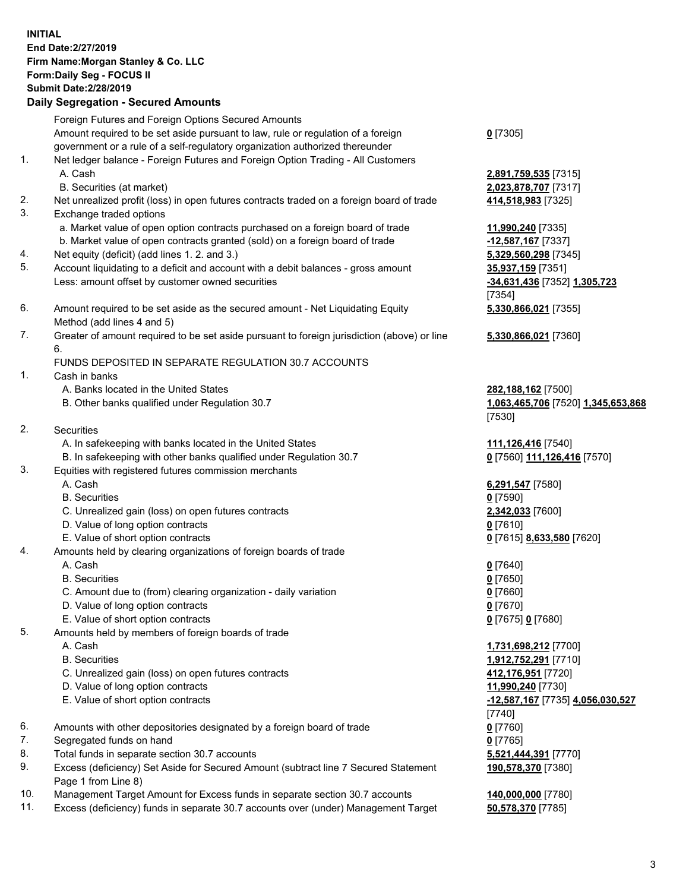**INITIAL**
**End Date:2/27/2019**
**Firm Name:Morgan Stanley & Co. LLC**
**Form:Daily Seg - FOCUS II**
**Submit Date:2/28/2019**

## Daily Segregation - Secured Amounts

| | | |
|---|---|---|
| | Foreign Futures and Foreign Options Secured Amounts | |
| | Amount required to be set aside pursuant to law, rule or regulation of a foreign government or a rule of a self-regulatory organization authorized thereunder | **0** [7305] |
| 1. | Net ledger balance - Foreign Futures and Foreign Option Trading - All Customers | |
| | A. Cash | **2,891,759,535** [7315] |
| | B. Securities (at market) | **2,023,878,707** [7317] |
| 2. | Net unrealized profit (loss) in open futures contracts traded on a foreign board of trade | **414,518,983** [7325] |
| 3. | Exchange traded options | |
| | a. Market value of open option contracts purchased on a foreign board of trade | **11,990,240** [7335] |
| | b. Market value of open contracts granted (sold) on a foreign board of trade | **-12,587,167** [7337] |
| 4. | Net equity (deficit) (add lines 1. 2. and 3.) | **5,329,560,298** [7345] |
| 5. | Account liquidating to a deficit and account with a debit balances - gross amount | **35,937,159** [7351] |
| | Less: amount offset by customer owned securities | **-34,631,436** [7352] **1,305,723** [7354] |
| 6. | Amount required to be set aside as the secured amount - Net Liquidating Equity Method (add lines 4 and 5) | **5,330,866,021** [7355] |
| 7. | Greater of amount required to be set aside pursuant to foreign jurisdiction (above) or line 6. | **5,330,866,021** [7360] |
| | FUNDS DEPOSITED IN SEPARATE REGULATION 30.7 ACCOUNTS | |
| 1. | Cash in banks | |
| | A. Banks located in the United States | **282,188,162** [7500] |
| | B. Other banks qualified under Regulation 30.7 | **1,063,465,706** [7520] **1,345,653,868** [7530] |
| 2. | Securities | |
| | A. In safekeeping with banks located in the United States | **111,126,416** [7540] |
| | B. In safekeeping with other banks qualified under Regulation 30.7 | **0** [7560] **111,126,416** [7570] |
| 3. | Equities with registered futures commission merchants | |
| | A. Cash | **6,291,547** [7580] |
| | B. Securities | **0** [7590] |
| | C. Unrealized gain (loss) on open futures contracts | **2,342,033** [7600] |
| | D. Value of long option contracts | **0** [7610] |
| | E. Value of short option contracts | **0** [7615] **8,633,580** [7620] |
| 4. | Amounts held by clearing organizations of foreign boards of trade | |
| | A. Cash | **0** [7640] |
| | B. Securities | **0** [7650] |
| | C. Amount due to (from) clearing organization - daily variation | **0** [7660] |
| | D. Value of long option contracts | **0** [7670] |
| | E. Value of short option contracts | **0** [7675] **0** [7680] |
| 5. | Amounts held by members of foreign boards of trade | |
| | A. Cash | **1,731,698,212** [7700] |
| | B. Securities | **1,912,752,291** [7710] |
| | C. Unrealized gain (loss) on open futures contracts | **412,176,951** [7720] |
| | D. Value of long option contracts | **11,990,240** [7730] |
| | E. Value of short option contracts | **-12,587,167** [7735] **4,056,030,527** [7740] |
| 6. | Amounts with other depositories designated by a foreign board of trade | **0** [7760] |
| 7. | Segregated funds on hand | **0** [7765] |
| 8. | Total funds in separate section 30.7 accounts | **5,521,444,391** [7770] |
| 9. | Excess (deficiency) Set Aside for Secured Amount (subtract line 7 Secured Statement Page 1 from Line 8) | **190,578,370** [7380] |
| 10. | Management Target Amount for Excess funds in separate section 30.7 accounts | **140,000,000** [7780] |
| 11. | Excess (deficiency) funds in separate 30.7 accounts over (under) Management Target | **50,578,370** [7785] |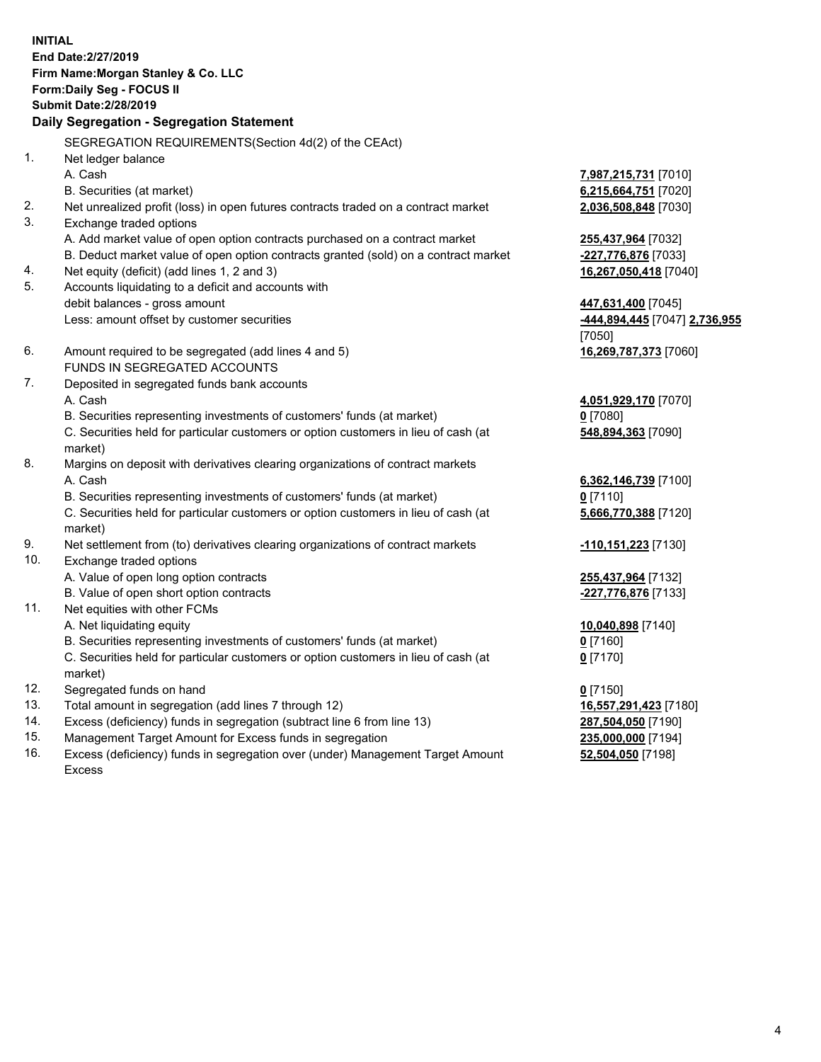**INITIAL**
**End Date:2/27/2019**
**Firm Name:Morgan Stanley & Co. LLC**
**Form:Daily Seg - FOCUS II**
**Submit Date:2/28/2019**

**Daily Segregation - Segregation Statement**

SEGREGATION REQUIREMENTS(Section 4d(2) of the CEAct)

| | | |
|---|---|---|
| 1. | Net ledger balance | |
| | A. Cash | **7,987,215,731** [7010] |
| | B. Securities (at market) | **6,215,664,751** [7020] |
| 2. | Net unrealized profit (loss) in open futures contracts traded on a contract market | **2,036,508,848** [7030] |
| 3. | Exchange traded options | |
| | A. Add market value of open option contracts purchased on a contract market | **255,437,964** [7032] |
| | B. Deduct market value of open option contracts granted (sold) on a contract market | **-227,776,876** [7033] |
| 4. | Net equity (deficit) (add lines 1, 2 and 3) | **16,267,050,418** [7040] |
| 5. | Accounts liquidating to a deficit and accounts with debit balances - gross amount | **447,631,400** [7045] |
| | Less: amount offset by customer securities | **-444,894,445** [7047] **2,736,955** [7050] |
| 6. | Amount required to be segregated (add lines 4 and 5) | **16,269,787,373** [7060] |
| | FUNDS IN SEGREGATED ACCOUNTS | |
| 7. | Deposited in segregated funds bank accounts | |
| | A. Cash | **4,051,929,170** [7070] |
| | B. Securities representing investments of customers' funds (at market) | **0** [7080] |
| | C. Securities held for particular customers or option customers in lieu of cash (at market) | **548,894,363** [7090] |
| 8. | Margins on deposit with derivatives clearing organizations of contract markets | |
| | A. Cash | **6,362,146,739** [7100] |
| | B. Securities representing investments of customers' funds (at market) | **0** [7110] |
| | C. Securities held for particular customers or option customers in lieu of cash (at market) | **5,666,770,388** [7120] |
| 9. | Net settlement from (to) derivatives clearing organizations of contract markets | **-110,151,223** [7130] |
| 10. | Exchange traded options | |
| | A. Value of open long option contracts | **255,437,964** [7132] |
| | B. Value of open short option contracts | **-227,776,876** [7133] |
| 11. | Net equities with other FCMs | |
| | A. Net liquidating equity | **10,040,898** [7140] |
| | B. Securities representing investments of customers' funds (at market) | **0** [7160] |
| | C. Securities held for particular customers or option customers in lieu of cash (at market) | **0** [7170] |
| 12. | Segregated funds on hand | **0** [7150] |
| 13. | Total amount in segregation (add lines 7 through 12) | **16,557,291,423** [7180] |
| 14. | Excess (deficiency) funds in segregation (subtract line 6 from line 13) | **287,504,050** [7190] |
| 15. | Management Target Amount for Excess funds in segregation | **235,000,000** [7194] |
| 16. | Excess (deficiency) funds in segregation over (under) Management Target Amount Excess | **52,504,050** [7198] |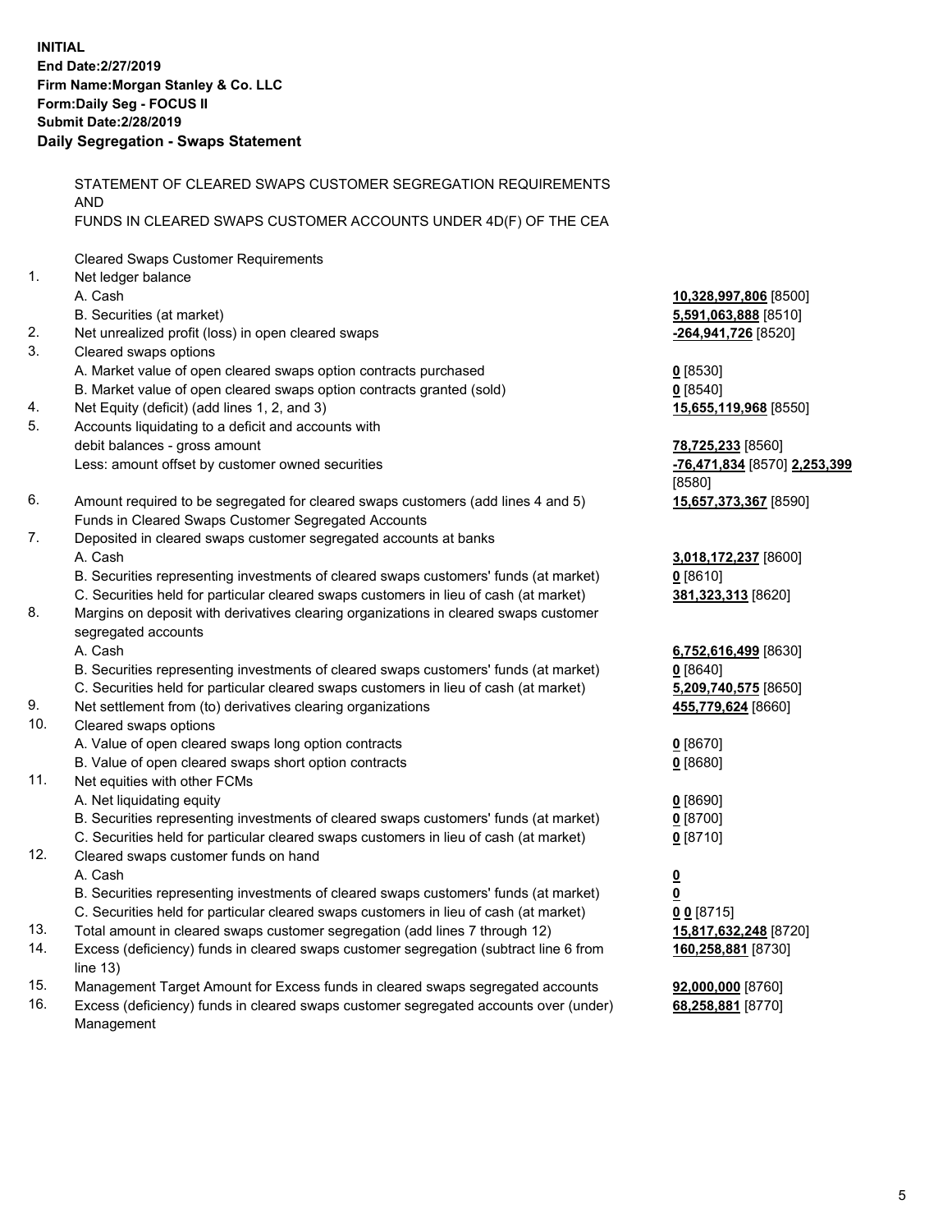**INITIAL**
**End Date:2/27/2019**
**Firm Name:Morgan Stanley & Co. LLC**
**Form:Daily Seg - FOCUS II**
**Submit Date:2/28/2019**
**Daily Segregation - Swaps Statement**

STATEMENT OF CLEARED SWAPS CUSTOMER SEGREGATION REQUIREMENTS AND FUNDS IN CLEARED SWAPS CUSTOMER ACCOUNTS UNDER 4D(F) OF THE CEA

| | | |
|---|---|---|
| | Cleared Swaps Customer Requirements | |
| 1. | Net ledger balance | |
| | A. Cash | **10,328,997,806** [8500] |
| | B. Securities (at market) | **5,591,063,888** [8510] |
| 2. | Net unrealized profit (loss) in open cleared swaps | **-264,941,726** [8520] |
| 3. | Cleared swaps options | |
| | A. Market value of open cleared swaps option contracts purchased | **0** [8530] |
| | B. Market value of open cleared swaps option contracts granted (sold) | **0** [8540] |
| 4. | Net Equity (deficit) (add lines 1, 2, and 3) | **15,655,119,968** [8550] |
| 5. | Accounts liquidating to a deficit and accounts with debit balances - gross amount | **78,725,233** [8560] |
| | Less: amount offset by customer owned securities | **-76,471,834** [8570] **2,253,399** [8580] |
| 6. | Amount required to be segregated for cleared swaps customers (add lines 4 and 5) | **15,657,373,367** [8590] |
| | Funds in Cleared Swaps Customer Segregated Accounts | |
| 7. | Deposited in cleared swaps customer segregated accounts at banks | |
| | A. Cash | **3,018,172,237** [8600] |
| | B. Securities representing investments of cleared swaps customers' funds (at market) | **0** [8610] |
| | C. Securities held for particular cleared swaps customers in lieu of cash (at market) | **381,323,313** [8620] |
| 8. | Margins on deposit with derivatives clearing organizations in cleared swaps customer segregated accounts | |
| | A. Cash | **6,752,616,499** [8630] |
| | B. Securities representing investments of cleared swaps customers' funds (at market) | **0** [8640] |
| | C. Securities held for particular cleared swaps customers in lieu of cash (at market) | **5,209,740,575** [8650] |
| 9. | Net settlement from (to) derivatives clearing organizations | **455,779,624** [8660] |
| 10. | Cleared swaps options | |
| | A. Value of open cleared swaps long option contracts | **0** [8670] |
| | B. Value of open cleared swaps short option contracts | **0** [8680] |
| 11. | Net equities with other FCMs | |
| | A. Net liquidating equity | **0** [8690] |
| | B. Securities representing investments of cleared swaps customers' funds (at market) | **0** [8700] |
| | C. Securities held for particular cleared swaps customers in lieu of cash (at market) | **0** [8710] |
| 12. | Cleared swaps customer funds on hand | |
| | A. Cash | **0** |
| | B. Securities representing investments of cleared swaps customers' funds (at market) | **0** |
| | C. Securities held for particular cleared swaps customers in lieu of cash (at market) | **0** **0** [8715] |
| 13. | Total amount in cleared swaps customer segregation (add lines 7 through 12) | **15,817,632,248** [8720] |
| 14. | Excess (deficiency) funds in cleared swaps customer segregation (subtract line 6 from line 13) | **160,258,881** [8730] |
| 15. | Management Target Amount for Excess funds in cleared swaps segregated accounts | **92,000,000** [8760] |
| 16. | Excess (deficiency) funds in cleared swaps customer segregated accounts over (under) Management | **68,258,881** [8770] |